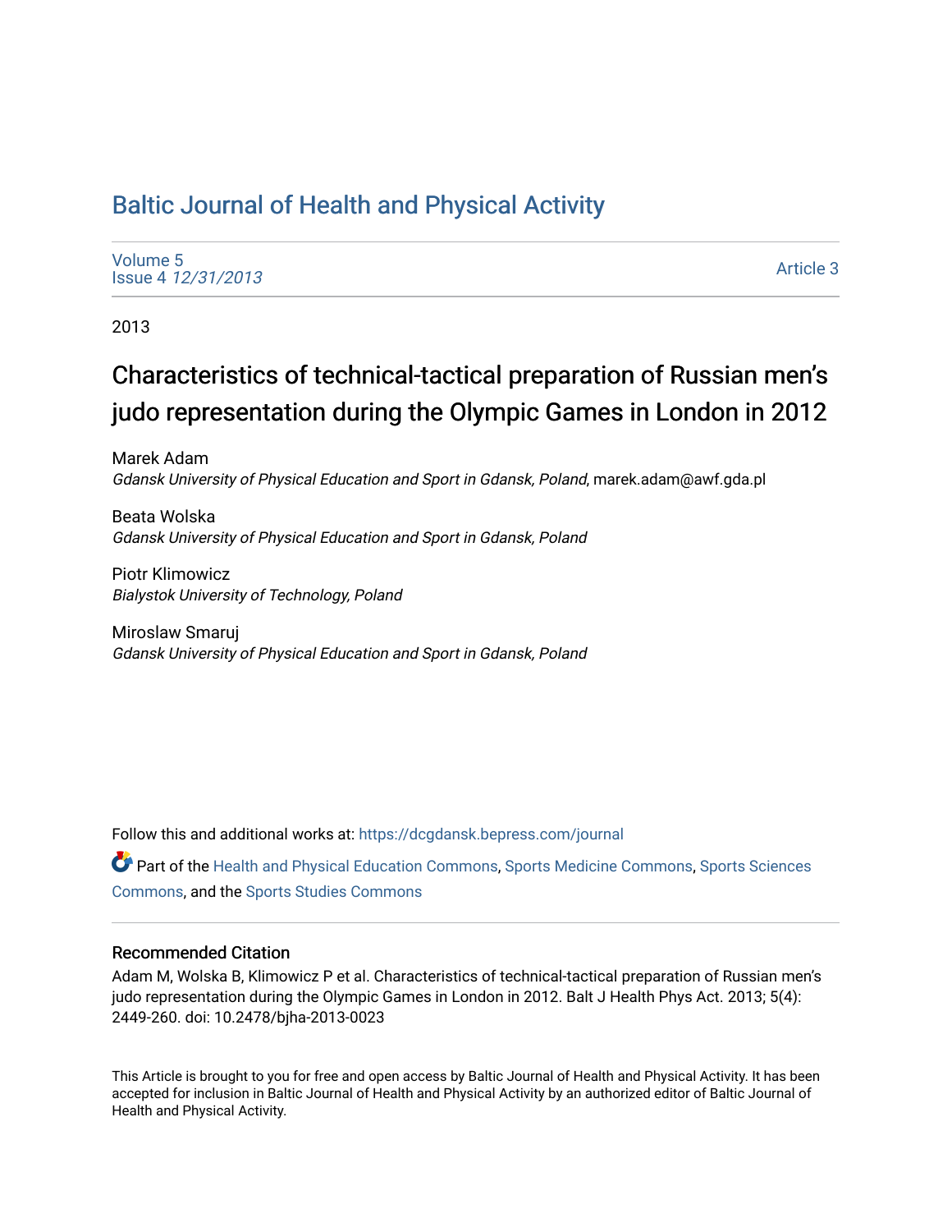# Baltic Journal of Health and Physical Activity

Volume 5
Issue 4 *12/31/2013*

Article 3

2013

## Characteristics of technical-tactical preparation of Russian men's judo representation during the Olympic Games in London in 2012

Marek Adam
*Gdansk University of Physical Education and Sport in Gdansk, Poland*, marek.adam@awf.gda.pl

Beata Wolska
*Gdansk University of Physical Education and Sport in Gdansk, Poland*

Piotr Klimowicz
*Bialystok University of Technology, Poland*

Miroslaw Smaruj
*Gdansk University of Physical Education and Sport in Gdansk, Poland*

Follow this and additional works at: https://dcgdansk.bepress.com/journal

Part of the Health and Physical Education Commons, Sports Medicine Commons, Sports Sciences Commons, and the Sports Studies Commons

### Recommended Citation

Adam M, Wolska B, Klimowicz P et al. Characteristics of technical-tactical preparation of Russian men's judo representation during the Olympic Games in London in 2012. Balt J Health Phys Act. 2013; 5(4): 2449-260. doi: 10.2478/bjha-2013-0023

This Article is brought to you for free and open access by Baltic Journal of Health and Physical Activity. It has been accepted for inclusion in Baltic Journal of Health and Physical Activity by an authorized editor of Baltic Journal of Health and Physical Activity.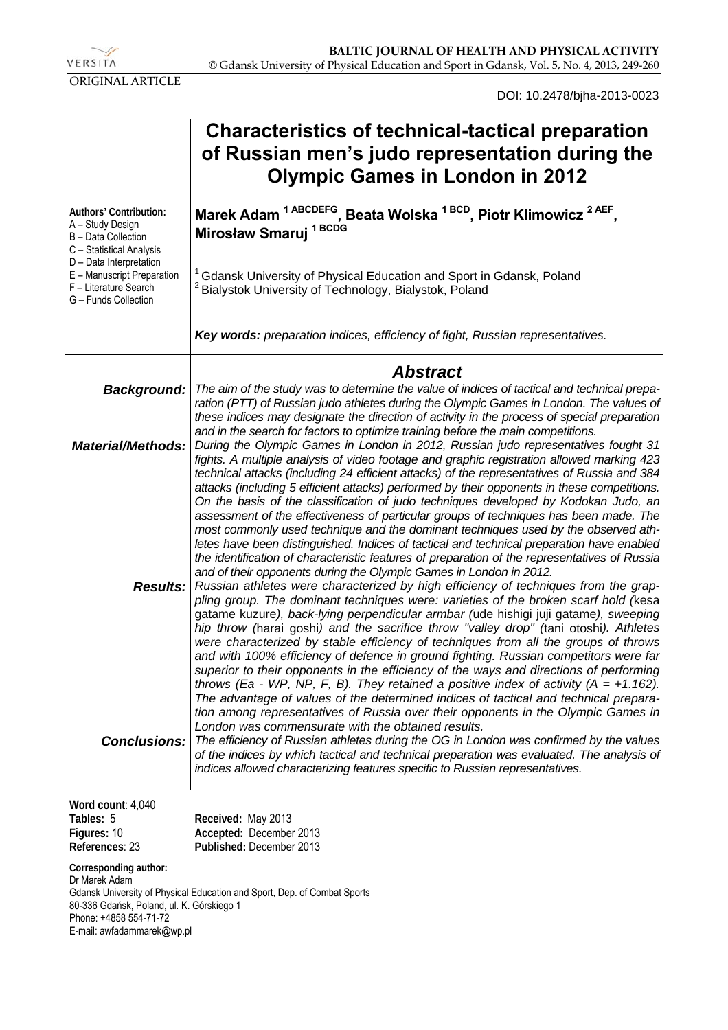ORIGINAL ARTICLE

DOI: 10.2478/bjha-2013-0023

# Characteristics of technical-tactical preparation of Russian men's judo representation during the Olympic Games in London in 2012

**Authors' Contribution:**
A – Study Design
B – Data Collection
C – Statistical Analysis
D – Data Interpretation
E – Manuscript Preparation
F – Literature Search
G – Funds Collection

**Marek Adam [1 ABCDEFG], Beata Wolska [1 BCD], Piotr Klimowicz [2 AEF], Mirosław Smaruj [1 BCDG]**

[1] Gdansk University of Physical Education and Sport in Gdansk, Poland
[2] Bialystok University of Technology, Bialystok, Poland

***Key words:** preparation indices, efficiency of fight, Russian representatives.*

## *Abstract*

***Background:*** *The aim of the study was to determine the value of indices of tactical and technical preparation (PTT) of Russian judo athletes during the Olympic Games in London. The values of these indices may designate the direction of activity in the process of special preparation and in the search for factors to optimize training before the main competitions.*

***Material/Methods:*** *During the Olympic Games in London in 2012, Russian judo representatives fought 31 fights. A multiple analysis of video footage and graphic registration allowed marking 423 technical attacks (including 24 efficient attacks) of the representatives of Russia and 384 attacks (including 5 efficient attacks) performed by their opponents in these competitions. On the basis of the classification of judo techniques developed by Kodokan Judo, an assessment of the effectiveness of particular groups of techniques has been made. The most commonly used technique and the dominant techniques used by the observed athletes have been distinguished. Indices of tactical and technical preparation have enabled the identification of characteristic features of preparation of the representatives of Russia and of their opponents during the Olympic Games in London in 2012.*

***Results:*** *Russian athletes were characterized by high efficiency of techniques from the grappling group. The dominant techniques were: varieties of the broken scarf hold (*kesa gatame kuzure*), back-lying perpendicular armbar (*ude hishigi juji gatame*), sweeping hip throw (*harai goshi*) and the sacrifice throw "valley drop" (*tani otoshi*). Athletes were characterized by stable efficiency of techniques from all the groups of throws and with 100% efficiency of defence in ground fighting. Russian competitors were far superior to their opponents in the efficiency of the ways and directions of performing throws (Ea - WP, NP, F, B). They retained a positive index of activity (A = +1.162). The advantage of values of the determined indices of tactical and technical preparation among representatives of Russia over their opponents in the Olympic Games in London was commensurate with the obtained results.*

***Conclusions:*** *The efficiency of Russian athletes during the OG in London was confirmed by the values of the indices by which tactical and technical preparation was evaluated. The analysis of indices allowed characterizing features specific to Russian representatives.*

**Word count**: 4,040
**Tables:** 5
**Figures:** 10
**References**: 23

**Received:** May 2013
**Accepted:** December 2013
**Published:** December 2013

**Corresponding author:**
Dr Marek Adam
Gdansk University of Physical Education and Sport, Dep. of Combat Sports
80-336 Gdańsk, Poland, ul. K. Górskiego 1
Phone: +4858 554-71-72
E-mail: awfadammarek@wp.pl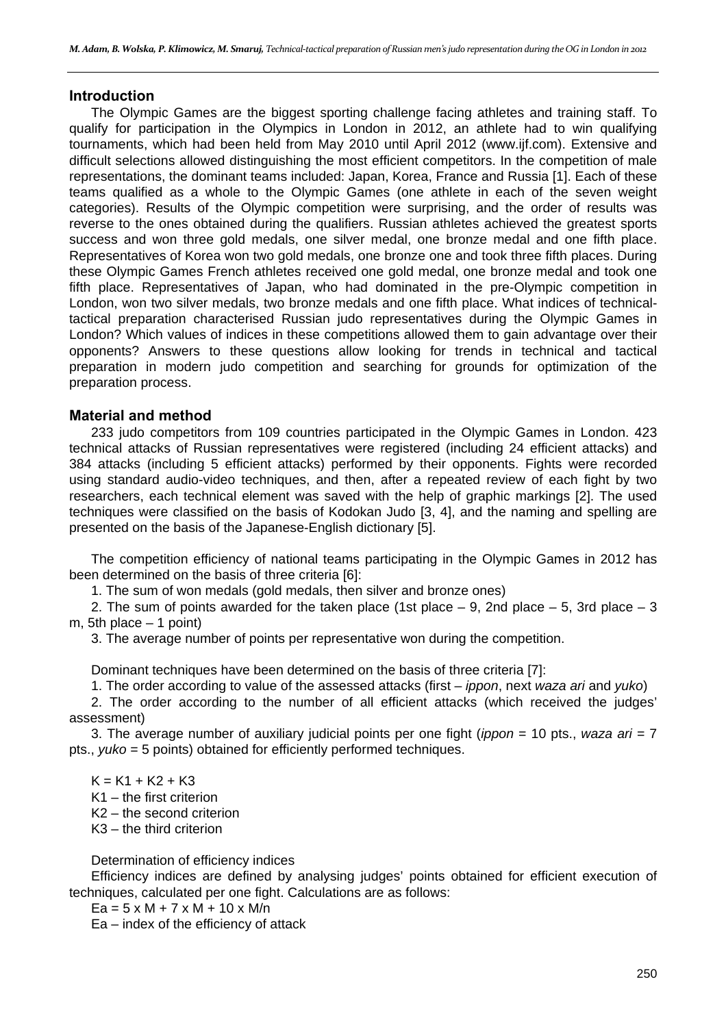## Introduction

The Olympic Games are the biggest sporting challenge facing athletes and training staff. To qualify for participation in the Olympics in London in 2012, an athlete had to win qualifying tournaments, which had been held from May 2010 until April 2012 (www.ijf.com). Extensive and difficult selections allowed distinguishing the most efficient competitors. In the competition of male representations, the dominant teams included: Japan, Korea, France and Russia [1]. Each of these teams qualified as a whole to the Olympic Games (one athlete in each of the seven weight categories). Results of the Olympic competition were surprising, and the order of results was reverse to the ones obtained during the qualifiers. Russian athletes achieved the greatest sports success and won three gold medals, one silver medal, one bronze medal and one fifth place. Representatives of Korea won two gold medals, one bronze one and took three fifth places. During these Olympic Games French athletes received one gold medal, one bronze medal and took one fifth place. Representatives of Japan, who had dominated in the pre-Olympic competition in London, won two silver medals, two bronze medals and one fifth place. What indices of technical-tactical preparation characterised Russian judo representatives during the Olympic Games in London? Which values of indices in these competitions allowed them to gain advantage over their opponents? Answers to these questions allow looking for trends in technical and tactical preparation in modern judo competition and searching for grounds for optimization of the preparation process.

## Material and method

233 judo competitors from 109 countries participated in the Olympic Games in London. 423 technical attacks of Russian representatives were registered (including 24 efficient attacks) and 384 attacks (including 5 efficient attacks) performed by their opponents. Fights were recorded using standard audio-video techniques, and then, after a repeated review of each fight by two researchers, each technical element was saved with the help of graphic markings [2]. The used techniques were classified on the basis of Kodokan Judo [3, 4], and the naming and spelling are presented on the basis of the Japanese-English dictionary [5].

The competition efficiency of national teams participating in the Olympic Games in 2012 has been determined on the basis of three criteria [6]:

1. The sum of won medals (gold medals, then silver and bronze ones)
2. The sum of points awarded for the taken place (1st place – 9, 2nd place – 5, 3rd place – 3 m, 5th place – 1 point)
3. The average number of points per representative won during the competition.

Dominant techniques have been determined on the basis of three criteria [7]:

1. The order according to value of the assessed attacks (first – *ippon*, next *waza ari* and *yuko*)
2. The order according to the number of all efficient attacks (which received the judges' assessment)
3. The average number of auxiliary judicial points per one fight (*ippon* = 10 pts., *waza ari* = 7 pts., *yuko* = 5 points) obtained for efficiently performed techniques.

$K = K1 + K2 + K3$
$K1$ – the first criterion
$K2$ – the second criterion
$K3$ – the third criterion

Determination of efficiency indices

Efficiency indices are defined by analysing judges' points obtained for efficient execution of techniques, calculated per one fight. Calculations are as follows:

$Ea = 5 \times M + 7 \times M + 10 \times M/n$

$Ea$ – index of the efficiency of attack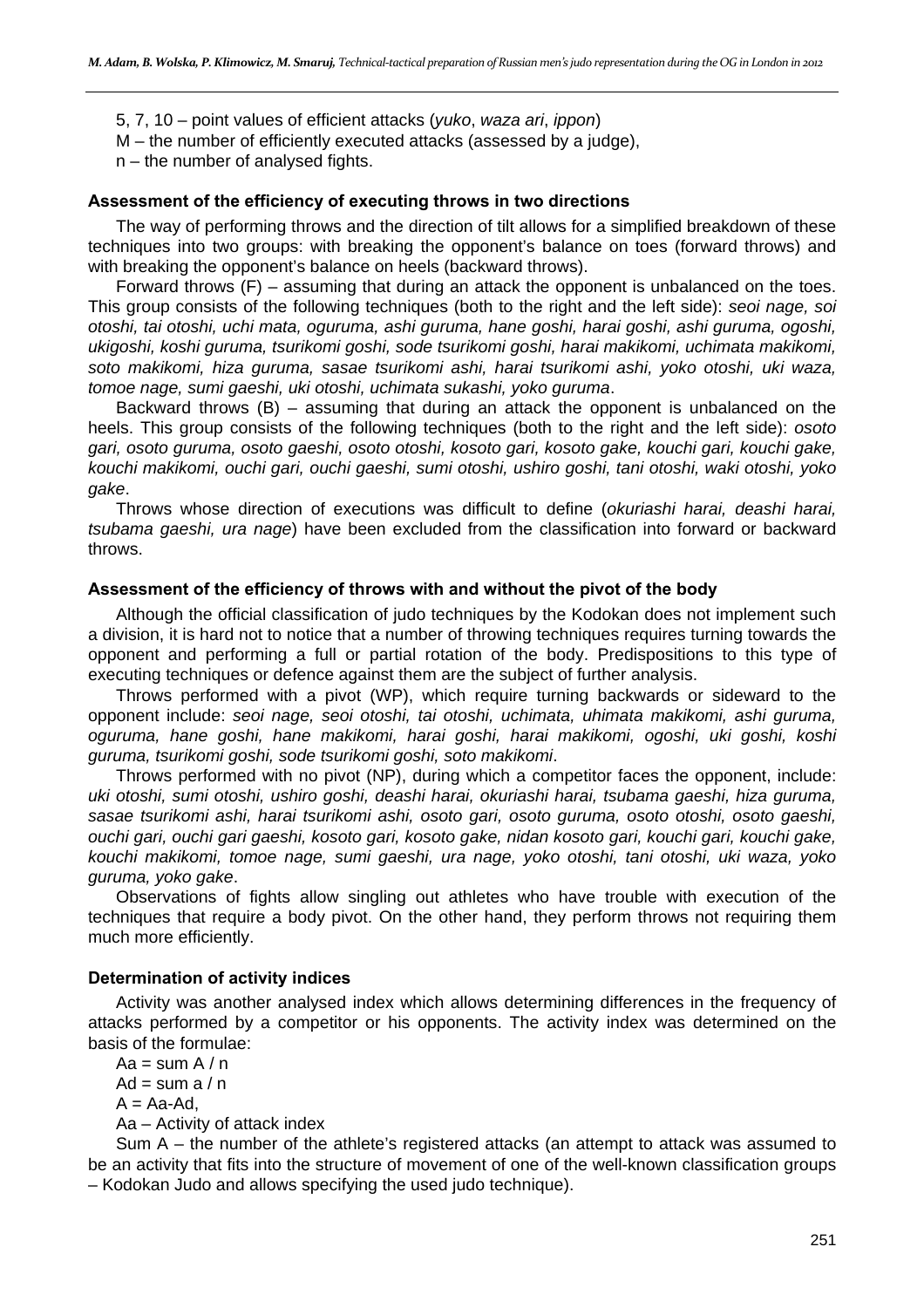5, 7, 10 – point values of efficient attacks (*yuko*, *waza ari*, *ippon*)
M – the number of efficiently executed attacks (assessed by a judge),
n – the number of analysed fights.

#### Assessment of the efficiency of executing throws in two directions

The way of performing throws and the direction of tilt allows for a simplified breakdown of these techniques into two groups: with breaking the opponent's balance on toes (forward throws) and with breaking the opponent's balance on heels (backward throws).

Forward throws (F) – assuming that during an attack the opponent is unbalanced on the toes. This group consists of the following techniques (both to the right and the left side): *seoi nage, soi otoshi, tai otoshi, uchi mata, oguruma, ashi guruma, hane goshi, harai goshi, ashi guruma, ogoshi, ukigoshi, koshi guruma, tsurikomi goshi, sode tsurikomi goshi, harai makikomi, uchimata makikomi, soto makikomi, hiza guruma, sasae tsurikomi ashi, harai tsurikomi ashi, yoko otoshi, uki waza, tomoe nage, sumi gaeshi, uki otoshi, uchimata sukashi, yoko guruma*.

Backward throws (B) – assuming that during an attack the opponent is unbalanced on the heels. This group consists of the following techniques (both to the right and the left side): *osoto gari, osoto guruma, osoto gaeshi, osoto otoshi, kosoto gari, kosoto gake, kouchi gari, kouchi gake, kouchi makikomi, ouchi gari, ouchi gaeshi, sumi otoshi, ushiro goshi, tani otoshi, waki otoshi, yoko gake*.

Throws whose direction of executions was difficult to define (*okuriashi harai, deashi harai, tsubama gaeshi, ura nage*) have been excluded from the classification into forward or backward throws.

#### Assessment of the efficiency of throws with and without the pivot of the body

Although the official classification of judo techniques by the Kodokan does not implement such a division, it is hard not to notice that a number of throwing techniques requires turning towards the opponent and performing a full or partial rotation of the body. Predispositions to this type of executing techniques or defence against them are the subject of further analysis.

Throws performed with a pivot (WP), which require turning backwards or sideward to the opponent include: *seoi nage, seoi otoshi, tai otoshi, uchimata, uhimata makikomi, ashi guruma, oguruma, hane goshi, hane makikomi, harai goshi, harai makikomi, ogoshi, uki goshi, koshi guruma, tsurikomi goshi, sode tsurikomi goshi, soto makikomi*.

Throws performed with no pivot (NP), during which a competitor faces the opponent, include: *uki otoshi, sumi otoshi, ushiro goshi, deashi harai, okuriashi harai, tsubama gaeshi, hiza guruma, sasae tsurikomi ashi, harai tsurikomi ashi, osoto gari, osoto guruma, osoto otoshi, osoto gaeshi, ouchi gari, ouchi gari gaeshi, kosoto gari, kosoto gake, nidan kosoto gari, kouchi gari, kouchi gake, kouchi makikomi, tomoe nage, sumi gaeshi, ura nage, yoko otoshi, tani otoshi, uki waza, yoko guruma, yoko gake*.

Observations of fights allow singling out athletes who have trouble with execution of the techniques that require a body pivot. On the other hand, they perform throws not requiring them much more efficiently.

#### Determination of activity indices

Activity was another analysed index which allows determining differences in the frequency of attacks performed by a competitor or his opponents. The activity index was determined on the basis of the formulae:

$Aa = \text{sum } A / n$

$Ad = \text{sum } a / n$

$A = Aa - Ad$,

Aa – Activity of attack index

Sum A – the number of the athlete's registered attacks (an attempt to attack was assumed to be an activity that fits into the structure of movement of one of the well-known classification groups – Kodokan Judo and allows specifying the used judo technique).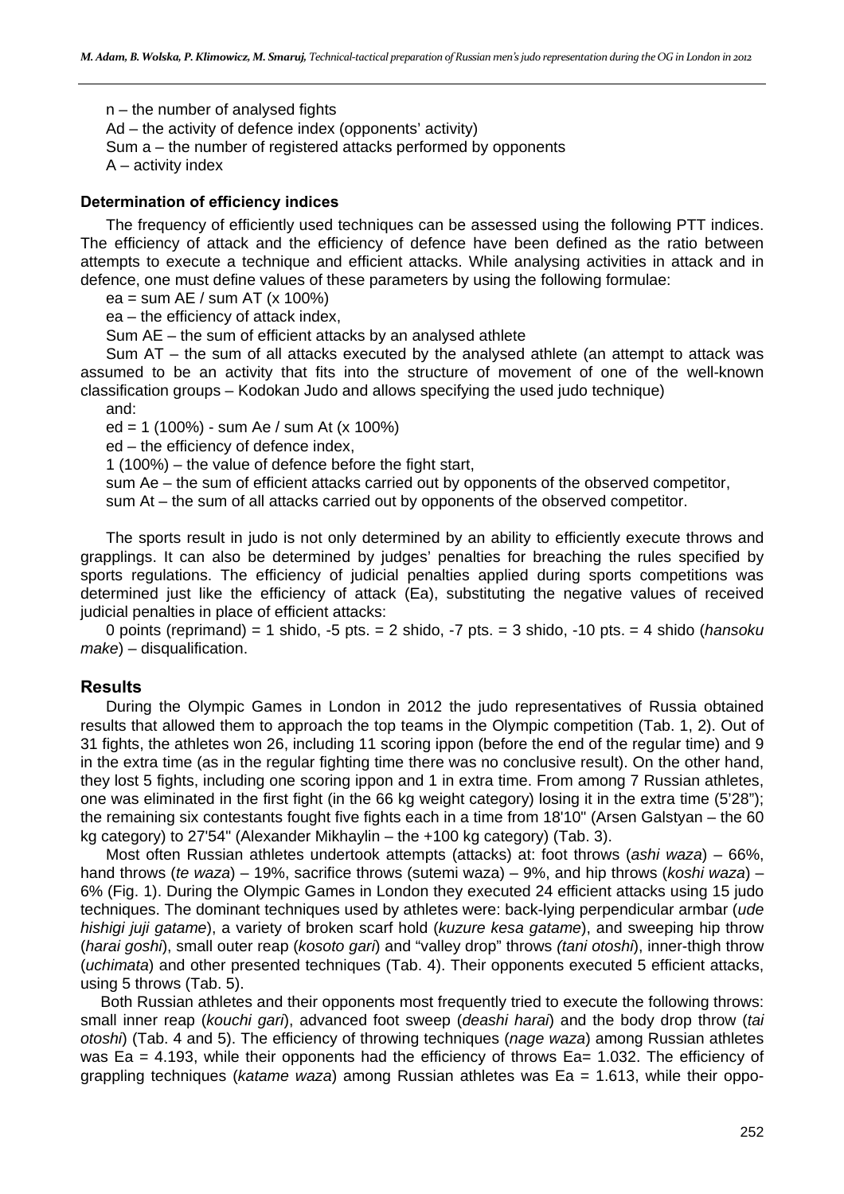n – the number of analysed fights

Ad – the activity of defence index (opponents' activity)

Sum a – the number of registered attacks performed by opponents

A – activity index

### Determination of efficiency indices

The frequency of efficiently used techniques can be assessed using the following PTT indices. The efficiency of attack and the efficiency of defence have been defined as the ratio between attempts to execute a technique and efficient attacks. While analysing activities in attack and in defence, one must define values of these parameters by using the following formulae:

ea = sum AE / sum AT (x 100%)

ea – the efficiency of attack index,

Sum AE – the sum of efficient attacks by an analysed athlete

Sum AT – the sum of all attacks executed by the analysed athlete (an attempt to attack was assumed to be an activity that fits into the structure of movement of one of the well-known classification groups – Kodokan Judo and allows specifying the used judo technique)

and:

ed = 1 (100%) - sum Ae / sum At (x 100%)

ed – the efficiency of defence index,

1 (100%) – the value of defence before the fight start,

sum Ae – the sum of efficient attacks carried out by opponents of the observed competitor,

sum At – the sum of all attacks carried out by opponents of the observed competitor.

The sports result in judo is not only determined by an ability to efficiently execute throws and grapplings. It can also be determined by judges' penalties for breaching the rules specified by sports regulations. The efficiency of judicial penalties applied during sports competitions was determined just like the efficiency of attack (Ea), substituting the negative values of received judicial penalties in place of efficient attacks:

0 points (reprimand) = 1 shido, -5 pts. = 2 shido, -7 pts. = 3 shido, -10 pts. = 4 shido (*hansoku make*) – disqualification.

## Results

During the Olympic Games in London in 2012 the judo representatives of Russia obtained results that allowed them to approach the top teams in the Olympic competition (Tab. 1, 2). Out of 31 fights, the athletes won 26, including 11 scoring ippon (before the end of the regular time) and 9 in the extra time (as in the regular fighting time there was no conclusive result). On the other hand, they lost 5 fights, including one scoring ippon and 1 in extra time. From among 7 Russian athletes, one was eliminated in the first fight (in the 66 kg weight category) losing it in the extra time (5'28"); the remaining six contestants fought five fights each in a time from 18'10" (Arsen Galstyan – the 60 kg category) to 27'54" (Alexander Mikhaylin – the +100 kg category) (Tab. 3).

Most often Russian athletes undertook attempts (attacks) at: foot throws (*ashi waza*) – 66%, hand throws (*te waza*) – 19%, sacrifice throws (sutemi waza) – 9%, and hip throws (*koshi waza*) – 6% (Fig. 1). During the Olympic Games in London they executed 24 efficient attacks using 15 judo techniques. The dominant techniques used by athletes were: back-lying perpendicular armbar (*ude hishigi juji gatame*), a variety of broken scarf hold (*kuzure kesa gatame*), and sweeping hip throw (*harai goshi*), small outer reap (*kosoto gari*) and "valley drop" throws *(tani otoshi*), inner-thigh throw (*uchimata*) and other presented techniques (Tab. 4). Their opponents executed 5 efficient attacks, using 5 throws (Tab. 5).

Both Russian athletes and their opponents most frequently tried to execute the following throws: small inner reap (*kouchi gari*), advanced foot sweep (*deashi harai*) and the body drop throw (*tai otoshi*) (Tab. 4 and 5). The efficiency of throwing techniques (*nage waza*) among Russian athletes was Ea = 4.193, while their opponents had the efficiency of throws Ea= 1.032. The efficiency of grappling techniques (*katame waza*) among Russian athletes was Ea = 1.613, while their oppo-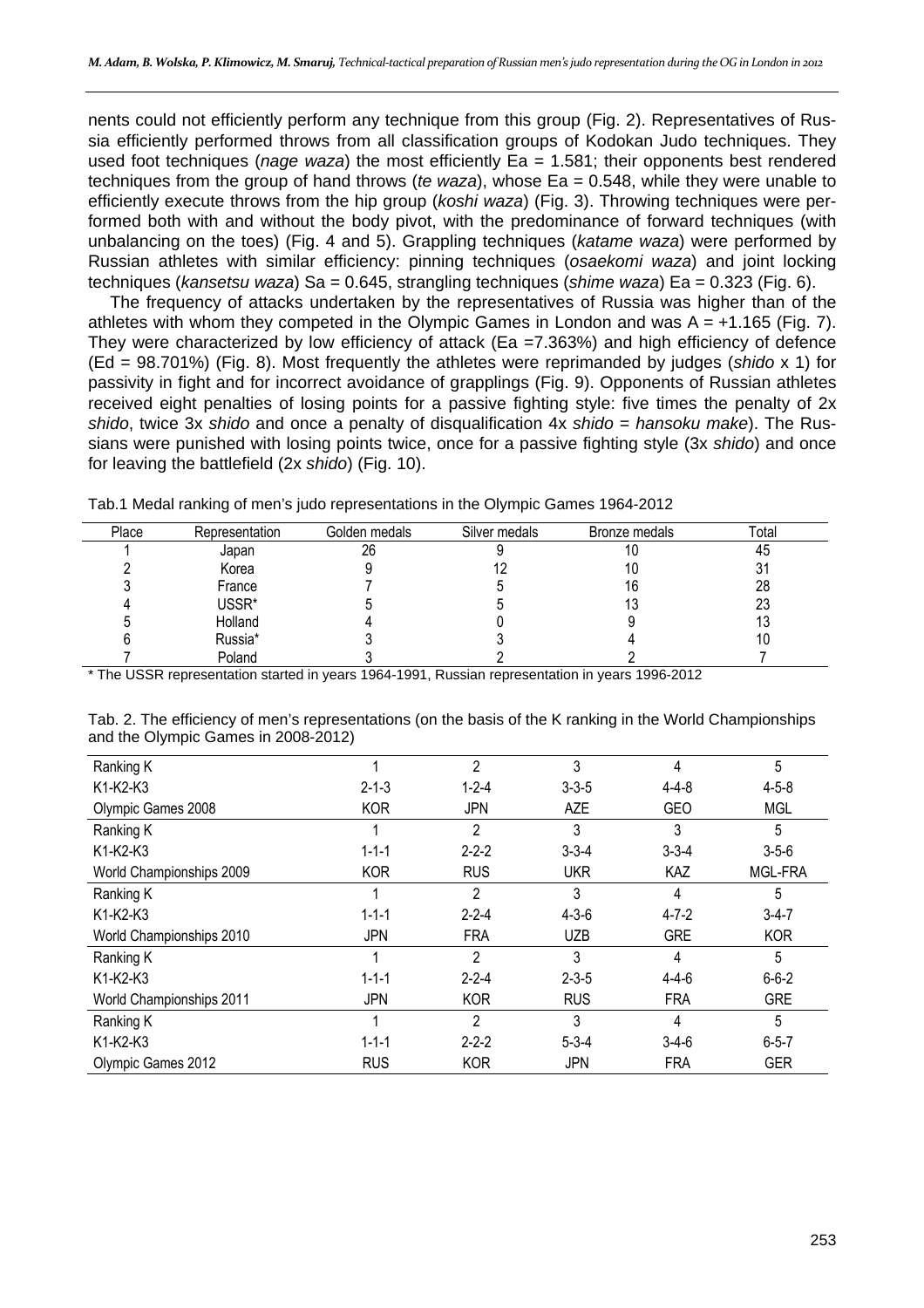nents could not efficiently perform any technique from this group (Fig. 2). Representatives of Russia efficiently performed throws from all classification groups of Kodokan Judo techniques. They used foot techniques (*nage waza*) the most efficiently Ea = 1.581; their opponents best rendered techniques from the group of hand throws (*te waza*), whose Ea = 0.548, while they were unable to efficiently execute throws from the hip group (*koshi waza*) (Fig. 3). Throwing techniques were performed both with and without the body pivot, with the predominance of forward techniques (with unbalancing on the toes) (Fig. 4 and 5). Grappling techniques (*katame waza*) were performed by Russian athletes with similar efficiency: pinning techniques (*osaekomi waza*) and joint locking techniques (*kansetsu waza*) Sa = 0.645, strangling techniques (*shime waza*) Ea = 0.323 (Fig. 6).

The frequency of attacks undertaken by the representatives of Russia was higher than of the athletes with whom they competed in the Olympic Games in London and was A = +1.165 (Fig. 7). They were characterized by low efficiency of attack (Ea =7.363%) and high efficiency of defence (Ed = 98.701%) (Fig. 8). Most frequently the athletes were reprimanded by judges (*shido* x 1) for passivity in fight and for incorrect avoidance of grapplings (Fig. 9). Opponents of Russian athletes received eight penalties of losing points for a passive fighting style: five times the penalty of 2x *shido*, twice 3x *shido* and once a penalty of disqualification 4x *shido* = *hansoku make*). The Russians were punished with losing points twice, once for a passive fighting style (3x *shido*) and once for leaving the battlefield (2x *shido*) (Fig. 10).

Tab.1 Medal ranking of men's judo representations in the Olympic Games 1964-2012

| Place | Representation | Golden medals | Silver medals | Bronze medals | Total |
|---|---|---|---|---|---|
| 1 | Japan | 26 | 9 | 10 | 45 |
| 2 | Korea | 9 | 12 | 10 | 31 |
| 3 | France | 7 | 5 | 16 | 28 |
| 4 | USSR* | 5 | 5 | 13 | 23 |
| 5 | Holland | 4 | 0 | 9 | 13 |
| 6 | Russia* | 3 | 3 | 4 | 10 |
| 7 | Poland | 3 | 2 | 2 | 7 |

\* The USSR representation started in years 1964-1991, Russian representation in years 1996-2012

Tab. 2. The efficiency of men's representations (on the basis of the K ranking in the World Championships and the Olympic Games in 2008-2012)

| Ranking K | 1 | 2 | 3 | 4 | 5 |
|---|---|---|---|---|---|
| K1-K2-K3 | 2-1-3 | 1-2-4 | 3-3-5 | 4-4-8 | 4-5-8 |
| Olympic Games 2008 | KOR | JPN | AZE | GEO | MGL |
| Ranking K | 1 | 2 | 3 | 3 | 5 |
| K1-K2-K3 | 1-1-1 | 2-2-2 | 3-3-4 | 3-3-4 | 3-5-6 |
| World Championships 2009 | KOR | RUS | UKR | KAZ | MGL-FRA |
| Ranking K | 1 | 2 | 3 | 4 | 5 |
| K1-K2-K3 | 1-1-1 | 2-2-4 | 4-3-6 | 4-7-2 | 3-4-7 |
| World Championships 2010 | JPN | FRA | UZB | GRE | KOR |
| Ranking K | 1 | 2 | 3 | 4 | 5 |
| K1-K2-K3 | 1-1-1 | 2-2-4 | 2-3-5 | 4-4-6 | 6-6-2 |
| World Championships 2011 | JPN | KOR | RUS | FRA | GRE |
| Ranking K | 1 | 2 | 3 | 4 | 5 |
| K1-K2-K3 | 1-1-1 | 2-2-2 | 5-3-4 | 3-4-6 | 6-5-7 |
| Olympic Games 2012 | RUS | KOR | JPN | FRA | GER |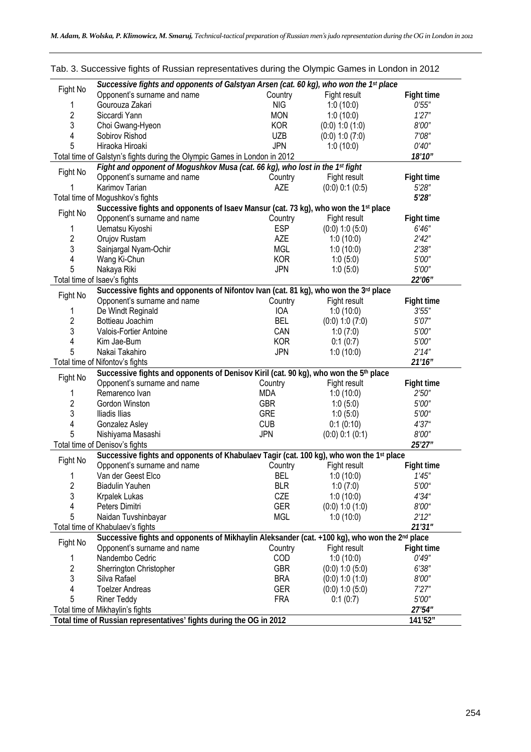Tab. 3. Successive fights of Russian representatives during the Olympic Games in London in 2012

| Fight No | Opponent's surname and name | Country | Fight result | Fight time |
|---|---|---|---|---|
| | ***Successive fights and opponents of Galstyan Arsen (cat. 60 kg), who won the 1st place*** | | | |
| 1 | Gourouza Zakari | NIG | 1:0 (10:0) | *0'55"* |
| 2 | Siccardi Yann | MON | 1:0 (10:0) | *1'27"* |
| 3 | Choi Gwang-Hyeon | KOR | (0:0) 1:0 (1:0) | *8'00"* |
| 4 | Sobirov Rishod | UZB | (0:0) 1:0 (7:0) | *7'08"* |
| 5 | Hiraoka Hiroaki | JPN | 1:0 (10:0) | *0'40"* |
| Total time of Galstyn's fights during the Olympic Games in London in 2012 | | | | ***18'10"*** |
| | ***Fight and opponent of Mogushkov Musa (cat. 66 kg), who lost in the 1st fight*** | | | |
| 1 | Karimov Tarian | AZE | (0:0) 0:1 (0:5) | *5'28"* |
| Total time of Mogushkov's fights | | | | ***5'28"*** |
| | **Successive fights and opponents of Isaev Mansur (cat. 73 kg), who won the 1st place** | | | |
| 1 | Uematsu Kiyoshi | ESP | (0:0) 1:0 (5:0) | *6'46"* |
| 2 | Orujov Rustam | AZE | 1:0 (10:0) | *2'42"* |
| 3 | Sainjargal Nyam-Ochir | MGL | 1:0 (10:0) | *2'38"* |
| 4 | Wang Ki-Chun | KOR | 1:0 (5:0) | *5'00"* |
| 5 | Nakaya Riki | JPN | 1:0 (5:0) | *5'00"* |
| Total time of Isaev's fights | | | | ***22'06"*** |
| | **Successive fights and opponents of Nifontov Ivan (cat. 81 kg), who won the 3rd place** | | | |
| 1 | De Windt Reginald | IOA | 1:0 (10:0) | *3'55"* |
| 2 | Bottieau Joachim | BEL | (0:0) 1:0 (7:0) | *5'07"* |
| 3 | Valois-Fortier Antoine | CAN | 1:0 (7:0) | *5'00"* |
| 4 | Kim Jae-Bum | KOR | 0:1 (0:7) | *5'00"* |
| 5 | Nakai Takahiro | JPN | 1:0 (10:0) | *2'14"* |
| Total time of Nifontov's fights | | | | ***21'16"*** |
| | **Successive fights and opponents of Denisov Kiril (cat. 90 kg), who won the 5th place** | | | |
| 1 | Remarenco Ivan | MDA | 1:0 (10:0) | *2'50"* |
| 2 | Gordon Winston | GBR | 1:0 (5:0) | *5'00"* |
| 3 | Iliadis Ilias | GRE | 1:0 (5:0) | *5'00"* |
| 4 | Gonzalez Asley | CUB | 0:1 (0:10) | *4'37"* |
| 5 | Nishiyama Masashi | JPN | (0:0) 0:1 (0:1) | *8'00"* |
| Total time of Denisov's fights | | | | ***25'27"*** |
| | **Successive fights and opponents of Khabulaev Tagir (cat. 100 kg), who won the 1st place** | | | |
| 1 | Van der Geest Elco | BEL | 1:0 (10:0) | *1'45"* |
| 2 | Biadulin Yauhen | BLR | 1:0 (7:0) | *5'00"* |
| 3 | Krpalek Lukas | CZE | 1:0 (10:0) | *4'34"* |
| 4 | Peters Dimitri | GER | (0:0) 1:0 (1:0) | *8'00"* |
| 5 | Naidan Tuvshinbayar | MGL | 1:0 (10:0) | *2'12"* |
| Total time of Khabulaev's fights | | | | ***21'31"*** |
| | **Successive fights and opponents of Mikhaylin Aleksander (cat. +100 kg), who won the 2nd place** | | | |
| 1 | Nandembo Cedric | COD | 1:0 (10:0) | *0'49"* |
| 2 | Sherrington Christopher | GBR | (0:0) 1:0 (5:0) | *6'38"* |
| 3 | Silva Rafael | BRA | (0:0) 1:0 (1:0) | *8'00"* |
| 4 | Toelzer Andreas | GER | (0:0) 1:0 (5:0) | *7'27"* |
| 5 | Riner Teddy | FRA | 0:1 (0:7) | *5'00"* |
| Total time of Mikhaylin's fights | | | | ***27'54"*** |
| **Total time of Russian representatives' fights during the OG in 2012** | | | | **141'52"** |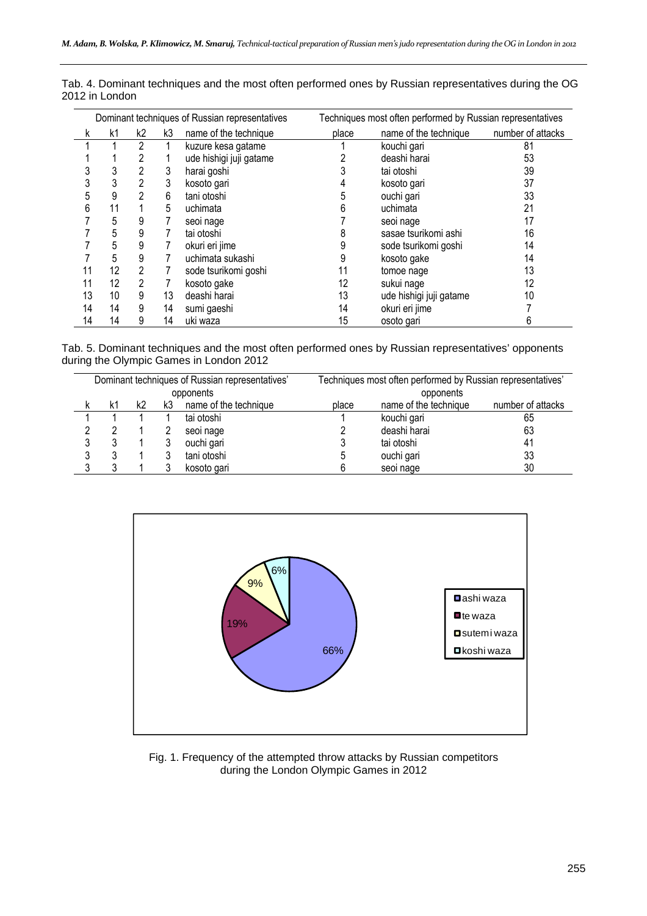Tab. 4. Dominant techniques and the most often performed ones by Russian representatives during the OG 2012 in London

| Dominant techniques of Russian representatives | | | | | Techniques most often performed by Russian representatives | | |
|---|---|---|---|---|---|---|---|
| k | k1 | k2 | k3 | name of the technique | place | name of the technique | number of attacks |
| 1 | 1 | 2 | 1 | kuzure kesa gatame | 1 | kouchi gari | 81 |
| 1 | 1 | 2 | 1 | ude hishigi juji gatame | 2 | deashi harai | 53 |
| 3 | 3 | 2 | 3 | harai goshi | 3 | tai otoshi | 39 |
| 3 | 3 | 2 | 3 | kosoto gari | 4 | kosoto gari | 37 |
| 5 | 9 | 2 | 6 | tani otoshi | 5 | ouchi gari | 33 |
| 6 | 11 | 1 | 5 | uchimata | 6 | uchimata | 21 |
| 7 | 5 | 9 | 7 | seoi nage | 7 | seoi nage | 17 |
| 7 | 5 | 9 | 7 | tai otoshi | 8 | sasae tsurikomi ashi | 16 |
| 7 | 5 | 9 | 7 | okuri eri jime | 9 | sode tsurikomi goshi | 14 |
| 7 | 5 | 9 | 7 | uchimata sukashi | 9 | kosoto gake | 14 |
| 11 | 12 | 2 | 7 | sode tsurikomi goshi | 11 | tomoe nage | 13 |
| 11 | 12 | 2 | 7 | kosoto gake | 12 | sukui nage | 12 |
| 13 | 10 | 9 | 13 | deashi harai | 13 | ude hishigi juji gatame | 10 |
| 14 | 14 | 9 | 14 | sumi gaeshi | 14 | okuri eri jime | 7 |
| 14 | 14 | 9 | 14 | uki waza | 15 | osoto gari | 6 |

Tab. 5. Dominant techniques and the most often performed ones by Russian representatives' opponents during the Olympic Games in London 2012

| Dominant techniques of Russian representatives' opponents | | | | | Techniques most often performed by Russian representatives' opponents | | |
|---|---|---|---|---|---|---|---|
| k | k1 | k2 | k3 | name of the technique | place | name of the technique | number of attacks |
| 1 | 1 | 1 | 1 | tai otoshi | 1 | kouchi gari | 65 |
| 2 | 2 | 1 | 2 | seoi nage | 2 | deashi harai | 63 |
| 3 | 3 | 1 | 3 | ouchi gari | 3 | tai otoshi | 41 |
| 3 | 3 | 1 | 3 | tani otoshi | 5 | ouchi gari | 33 |
| 3 | 3 | 1 | 3 | kosoto gari | 6 | seoi nage | 30 |

| Category | Share |
|---|---|
| ashi waza | 66% |
| te waza | 19% |
| sutemi waza | 9% |
| koshi waza | 6% |

Fig. 1. Frequency of the attempted throw attacks by Russian competitors during the London Olympic Games in 2012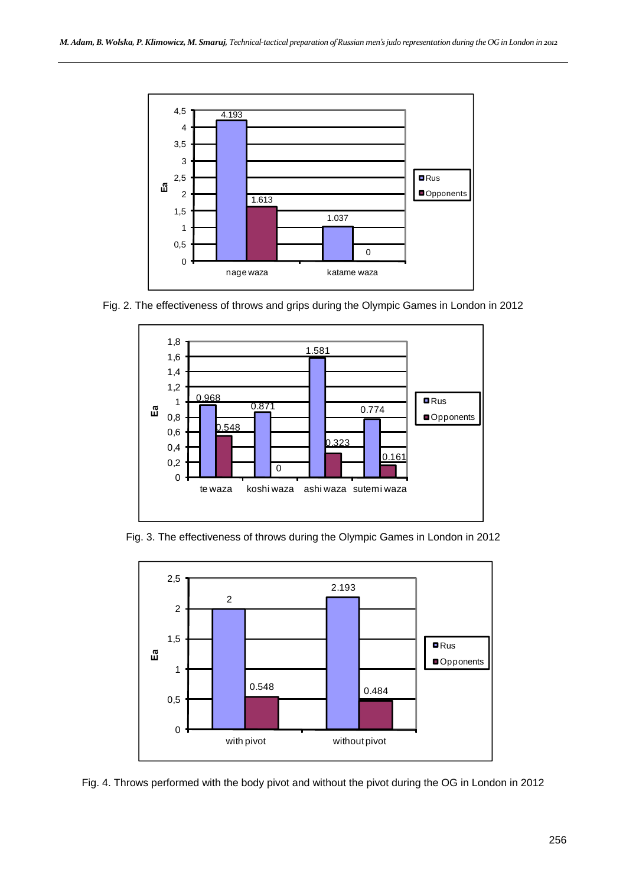| | nage waza | katame waza |
|---|---|---|
| Rus | 4.193 | 1.037 |
| Opponents | 1.613 | 0 |

Fig. 2. The effectiveness of throws and grips during the Olympic Games in London in 2012

| | te waza | koshi waza | ashi waza | sutemi waza |
|---|---|---|---|---|
| Rus | 0.968 | 0.871 | 1.581 | 0.774 |
| Opponents | 0.548 | 0 | 0.323 | 0.161 |

Fig. 3. The effectiveness of throws during the Olympic Games in London in 2012

| | with pivot | without pivot |
|---|---|---|
| Rus | 2 | 2.193 |
| Opponents | 0.548 | 0.484 |

Fig. 4. Throws performed with the body pivot and without the pivot during the OG in London in 2012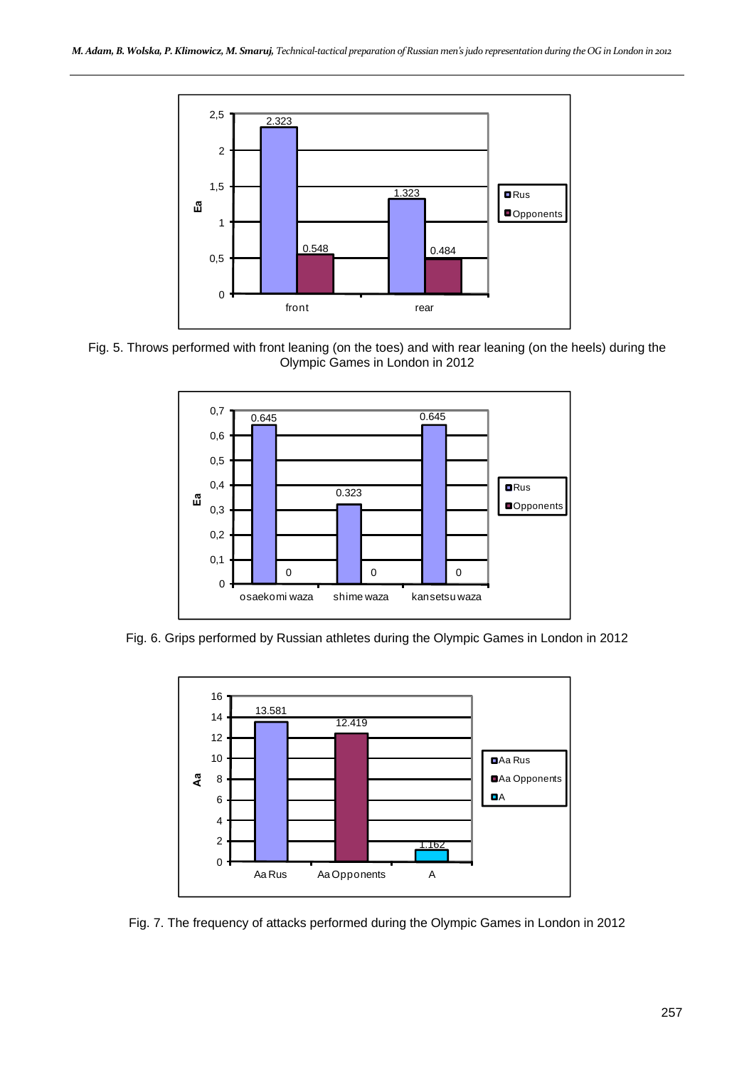Fig. 5. Throws performed with front leaning (on the toes) and with rear leaning (on the heels) during the Olympic Games in London in 2012

Fig. 6. Grips performed by Russian athletes during the Olympic Games in London in 2012

Fig. 7. The frequency of attacks performed during the Olympic Games in London in 2012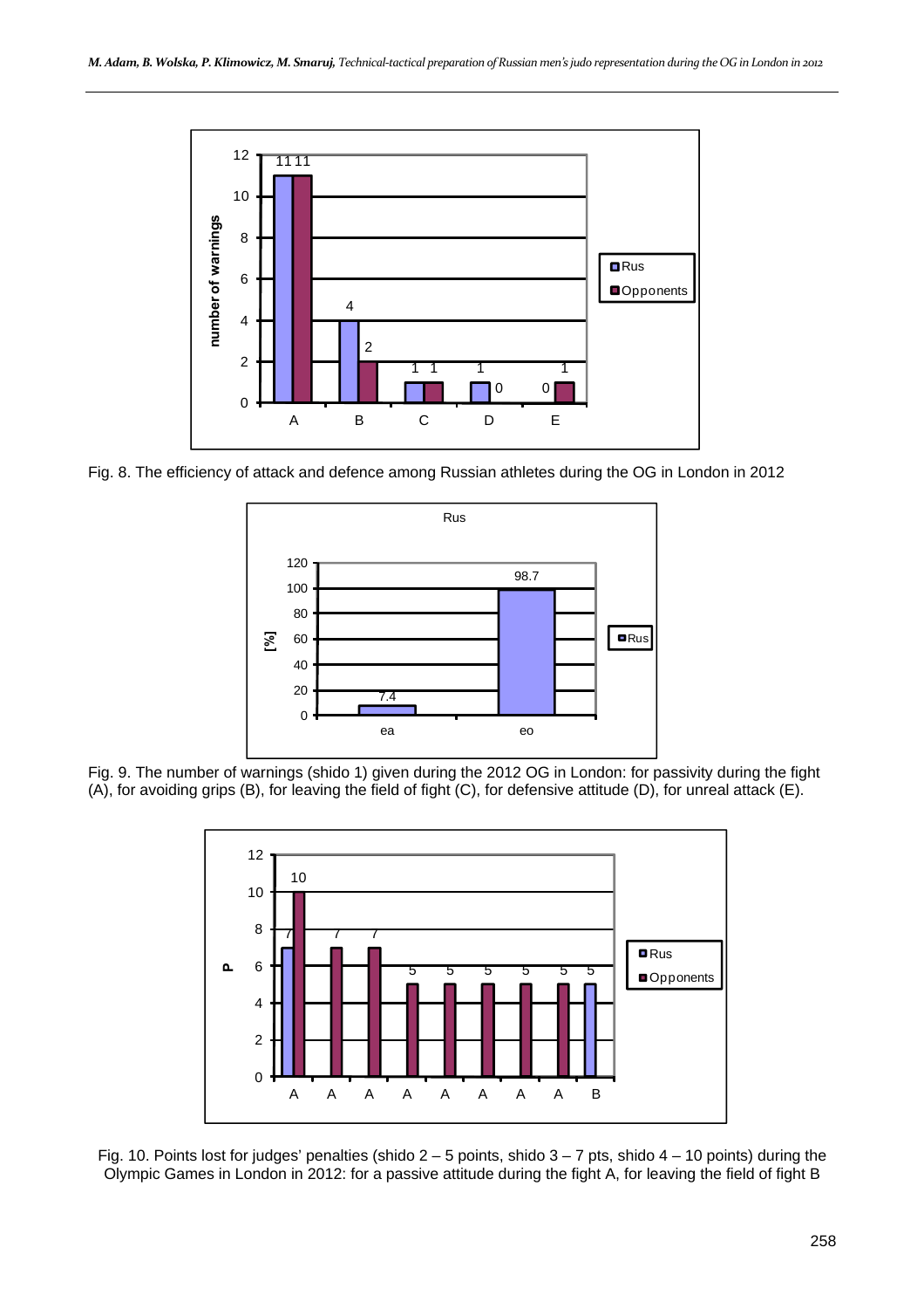Fig. 8. The efficiency of attack and defence among Russian athletes during the OG in London in 2012

Fig. 9. The number of warnings (shido 1) given during the 2012 OG in London: for passivity during the fight (A), for avoiding grips (B), for leaving the field of fight (C), for defensive attitude (D), for unreal attack (E).

Fig. 10. Points lost for judges' penalties (shido 2 – 5 points, shido 3 – 7 pts, shido 4 – 10 points) during the Olympic Games in London in 2012: for a passive attitude during the fight A, for leaving the field of fight B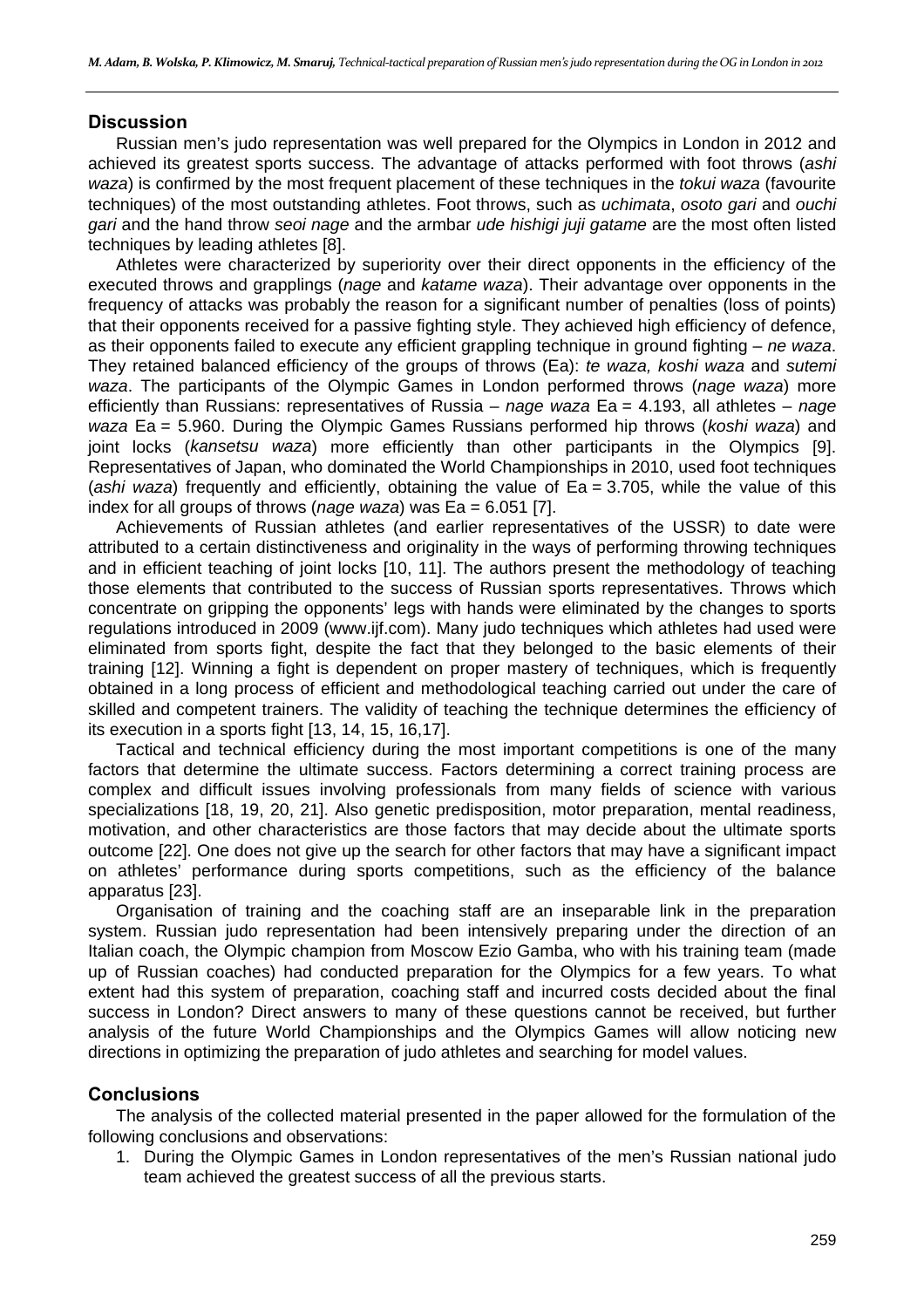## Discussion

Russian men's judo representation was well prepared for the Olympics in London in 2012 and achieved its greatest sports success. The advantage of attacks performed with foot throws (*ashi waza*) is confirmed by the most frequent placement of these techniques in the *tokui waza* (favourite techniques) of the most outstanding athletes. Foot throws, such as *uchimata*, *osoto gari* and *ouchi gari* and the hand throw *seoi nage* and the armbar *ude hishigi juji gatame* are the most often listed techniques by leading athletes [8].

Athletes were characterized by superiority over their direct opponents in the efficiency of the executed throws and grapplings (*nage* and *katame waza*). Their advantage over opponents in the frequency of attacks was probably the reason for a significant number of penalties (loss of points) that their opponents received for a passive fighting style. They achieved high efficiency of defence, as their opponents failed to execute any efficient grappling technique in ground fighting – *ne waza*. They retained balanced efficiency of the groups of throws (Ea): *te waza, koshi waza* and *sutemi waza*. The participants of the Olympic Games in London performed throws (*nage waza*) more efficiently than Russians: representatives of Russia – *nage waza* Ea = 4.193, all athletes – *nage waza* Ea = 5.960. During the Olympic Games Russians performed hip throws (*koshi waza*) and joint locks (*kansetsu waza*) more efficiently than other participants in the Olympics [9]. Representatives of Japan, who dominated the World Championships in 2010, used foot techniques (*ashi waza*) frequently and efficiently, obtaining the value of Ea = 3.705, while the value of this index for all groups of throws (*nage waza*) was Ea = 6.051 [7].

Achievements of Russian athletes (and earlier representatives of the USSR) to date were attributed to a certain distinctiveness and originality in the ways of performing throwing techniques and in efficient teaching of joint locks [10, 11]. The authors present the methodology of teaching those elements that contributed to the success of Russian sports representatives. Throws which concentrate on gripping the opponents' legs with hands were eliminated by the changes to sports regulations introduced in 2009 (www.ijf.com). Many judo techniques which athletes had used were eliminated from sports fight, despite the fact that they belonged to the basic elements of their training [12]. Winning a fight is dependent on proper mastery of techniques, which is frequently obtained in a long process of efficient and methodological teaching carried out under the care of skilled and competent trainers. The validity of teaching the technique determines the efficiency of its execution in a sports fight [13, 14, 15, 16,17].

Tactical and technical efficiency during the most important competitions is one of the many factors that determine the ultimate success. Factors determining a correct training process are complex and difficult issues involving professionals from many fields of science with various specializations [18, 19, 20, 21]. Also genetic predisposition, motor preparation, mental readiness, motivation, and other characteristics are those factors that may decide about the ultimate sports outcome [22]. One does not give up the search for other factors that may have a significant impact on athletes' performance during sports competitions, such as the efficiency of the balance apparatus [23].

Organisation of training and the coaching staff are an inseparable link in the preparation system. Russian judo representation had been intensively preparing under the direction of an Italian coach, the Olympic champion from Moscow Ezio Gamba, who with his training team (made up of Russian coaches) had conducted preparation for the Olympics for a few years. To what extent had this system of preparation, coaching staff and incurred costs decided about the final success in London? Direct answers to many of these questions cannot be received, but further analysis of the future World Championships and the Olympics Games will allow noticing new directions in optimizing the preparation of judo athletes and searching for model values.

## Conclusions

The analysis of the collected material presented in the paper allowed for the formulation of the following conclusions and observations:

1. During the Olympic Games in London representatives of the men's Russian national judo team achieved the greatest success of all the previous starts.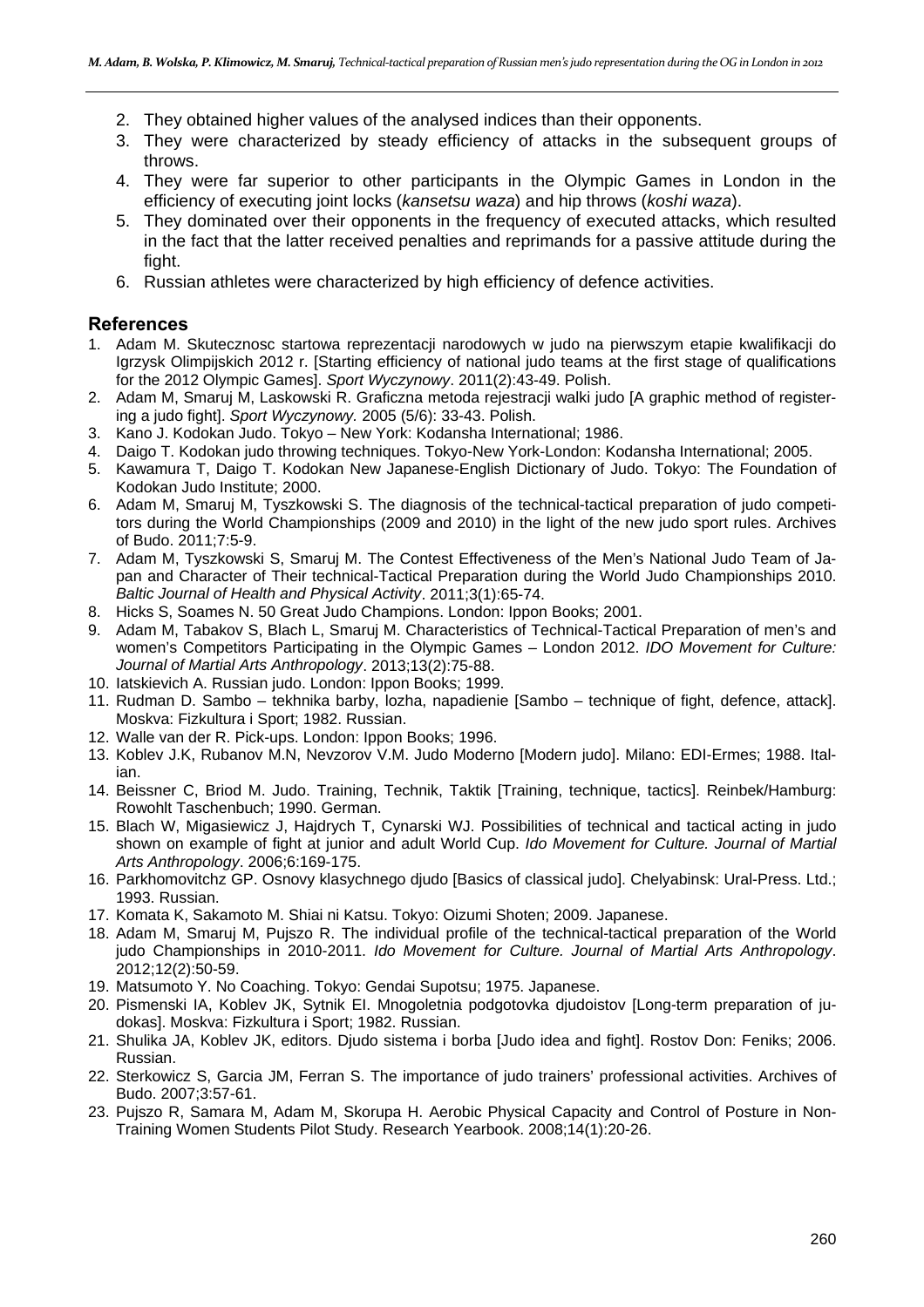2. They obtained higher values of the analysed indices than their opponents.
3. They were characterized by steady efficiency of attacks in the subsequent groups of throws.
4. They were far superior to other participants in the Olympic Games in London in the efficiency of executing joint locks (*kansetsu waza*) and hip throws (*koshi waza*).
5. They dominated over their opponents in the frequency of executed attacks, which resulted in the fact that the latter received penalties and reprimands for a passive attitude during the fight.
6. Russian athletes were characterized by high efficiency of defence activities.

## References

1. Adam M. Skutecznosc startowa reprezentacji narodowych w judo na pierwszym etapie kwalifikacji do Igrzysk Olimpijskich 2012 r. [Starting efficiency of national judo teams at the first stage of qualifications for the 2012 Olympic Games]. *Sport Wyczynowy*. 2011(2):43-49. Polish.
2. Adam M, Smaruj M, Laskowski R. Graficzna metoda rejestracji walki judo [A graphic method of registering a judo fight]. *Sport Wyczynowy.* 2005 (5/6): 33-43. Polish.
3. Kano J. Kodokan Judo. Tokyo – New York: Kodansha International; 1986.
4. Daigo T. Kodokan judo throwing techniques. Tokyo-New York-London: Kodansha International; 2005.
5. Kawamura T, Daigo T. Kodokan New Japanese-English Dictionary of Judo. Tokyo: The Foundation of Kodokan Judo Institute; 2000.
6. Adam M, Smaruj M, Tyszkowski S. The diagnosis of the technical-tactical preparation of judo competitors during the World Championships (2009 and 2010) in the light of the new judo sport rules. Archives of Budo. 2011;7:5-9.
7. Adam M, Tyszkowski S, Smaruj M. The Contest Effectiveness of the Men's National Judo Team of Japan and Character of Their technical-Tactical Preparation during the World Judo Championships 2010. *Baltic Journal of Health and Physical Activity*. 2011;3(1):65-74.
8. Hicks S, Soames N. 50 Great Judo Champions. London: Ippon Books; 2001.
9. Adam M, Tabakov S, Blach L, Smaruj M. Characteristics of Technical-Tactical Preparation of men's and women's Competitors Participating in the Olympic Games – London 2012. *IDO Movement for Culture: Journal of Martial Arts Anthropology*. 2013;13(2):75-88.
10. Iatskievich A. Russian judo. London: Ippon Books; 1999.
11. Rudman D. Sambo – tekhnika barby, lozha, napadienie [Sambo – technique of fight, defence, attack]. Moskva: Fizkultura i Sport; 1982. Russian.
12. Walle van der R. Pick-ups. London: Ippon Books; 1996.
13. Koblev J.K, Rubanov M.N, Nevzorov V.M. Judo Moderno [Modern judo]. Milano: EDI-Ermes; 1988. Italian.
14. Beissner C, Briod M. Judo. Training, Technik, Taktik [Training, technique, tactics]. Reinbek/Hamburg: Rowohlt Taschenbuch; 1990. German.
15. Blach W, Migasiewicz J, Hajdrych T, Cynarski WJ. Possibilities of technical and tactical acting in judo shown on example of fight at junior and adult World Cup. *Ido Movement for Culture. Journal of Martial Arts Anthropology*. 2006;6:169-175.
16. Parkhomovitchz GP. Osnovy klasychnego djudo [Basics of classical judo]. Chelyabinsk: Ural-Press. Ltd.; 1993. Russian.
17. Komata K, Sakamoto M. Shiai ni Katsu. Tokyo: Oizumi Shoten; 2009. Japanese.
18. Adam M, Smaruj M, Pujszo R. The individual profile of the technical-tactical preparation of the World judo Championships in 2010-2011. *Ido Movement for Culture. Journal of Martial Arts Anthropology*. 2012;12(2):50-59.
19. Matsumoto Y. No Coaching. Tokyo: Gendai Supotsu; 1975. Japanese.
20. Pismenski IA, Koblev JK, Sytnik EI. Mnogoletnia podgotovka djudoistov [Long-term preparation of judokas]. Moskva: Fizkultura i Sport; 1982. Russian.
21. Shulika JA, Koblev JK, editors. Djudo sistema i borba [Judo idea and fight]. Rostov Don: Feniks; 2006. Russian.
22. Sterkowicz S, Garcia JM, Ferran S. The importance of judo trainers' professional activities. Archives of Budo. 2007;3:57-61.
23. Pujszo R, Samara M, Adam M, Skorupa H. Aerobic Physical Capacity and Control of Posture in Non-Training Women Students Pilot Study. Research Yearbook. 2008;14(1):20-26.